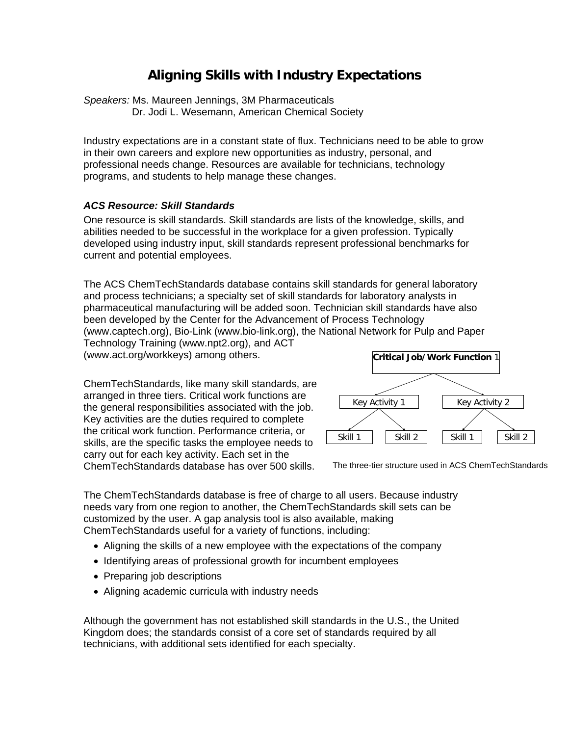# Aligning Skills with Industry Expectations

*Speakers:* Ms. Maureen Jennings, 3M Pharmaceuticals
Dr. Jodi L. Wesemann, American Chemical Society

Industry expectations are in a constant state of flux. Technicians need to be able to grow in their own careers and explore new opportunities as industry, personal, and professional needs change. Resources are available for technicians, technology programs, and students to help manage these changes.

### *ACS Resource: Skill Standards*

One resource is skill standards. Skill standards are lists of the knowledge, skills, and abilities needed to be successful in the workplace for a given profession. Typically developed using industry input, skill standards represent professional benchmarks for current and potential employees.

The ACS ChemTechStandards database contains skill standards for general laboratory and process technicians; a specialty set of skill standards for laboratory analysts in pharmaceutical manufacturing will be added soon. Technician skill standards have also been developed by the Center for the Advancement of Process Technology (www.captech.org), Bio-Link (www.bio-link.org), the National Network for Pulp and Paper Technology Training (www.npt2.org), and ACT (www.act.org/workkeys) among others.

ChemTechStandards, like many skill standards, are arranged in three tiers. Critical work functions are the general responsibilities associated with the job. Key activities are the duties required to complete the critical work function. Performance criteria, or skills, are the specific tasks the employee needs to carry out for each key activity. Each set in the ChemTechStandards database has over 500 skills.

The three-tier structure used in ACS ChemTechStandards

The ChemTechStandards database is free of charge to all users. Because industry needs vary from one region to another, the ChemTechStandards skill sets can be customized by the user. A gap analysis tool is also available, making ChemTechStandards useful for a variety of functions, including:

- Aligning the skills of a new employee with the expectations of the company
- Identifying areas of professional growth for incumbent employees
- Preparing job descriptions
- Aligning academic curricula with industry needs

Although the government has not established skill standards in the U.S., the United Kingdom does; the standards consist of a core set of standards required by all technicians, with additional sets identified for each specialty.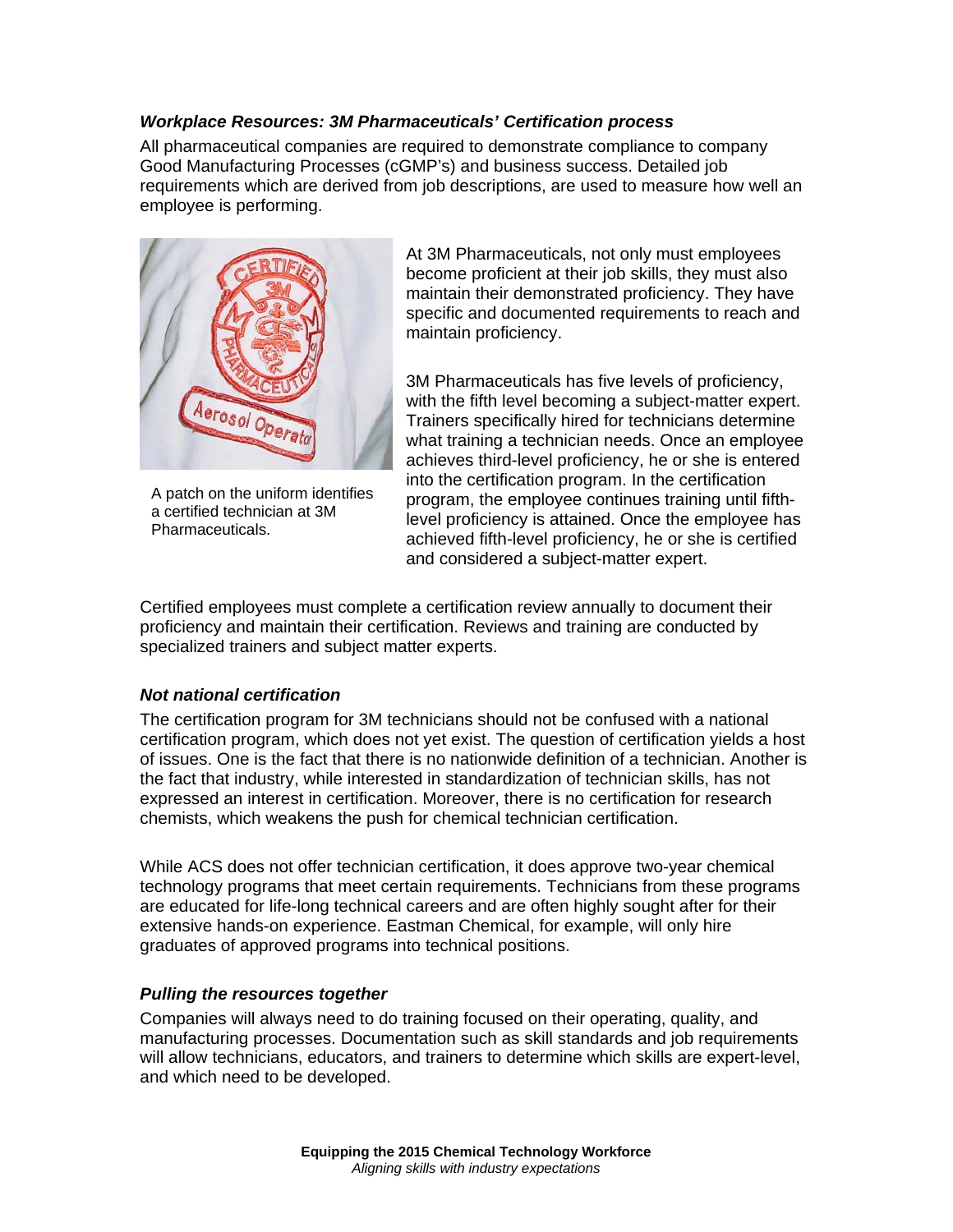### *Workplace Resources: 3M Pharmaceuticals' Certification process*

All pharmaceutical companies are required to demonstrate compliance to company Good Manufacturing Processes (cGMP's) and business success. Detailed job requirements which are derived from job descriptions, are used to measure how well an employee is performing.

A patch on the uniform identifies a certified technician at 3M Pharmaceuticals.

At 3M Pharmaceuticals, not only must employees become proficient at their job skills, they must also maintain their demonstrated proficiency. They have specific and documented requirements to reach and maintain proficiency.

3M Pharmaceuticals has five levels of proficiency, with the fifth level becoming a subject-matter expert. Trainers specifically hired for technicians determine what training a technician needs. Once an employee achieves third-level proficiency, he or she is entered into the certification program. In the certification program, the employee continues training until fifth-level proficiency is attained. Once the employee has achieved fifth-level proficiency, he or she is certified and considered a subject-matter expert.

Certified employees must complete a certification review annually to document their proficiency and maintain their certification. Reviews and training are conducted by specialized trainers and subject matter experts.

### *Not national certification*

The certification program for 3M technicians should not be confused with a national certification program, which does not yet exist. The question of certification yields a host of issues. One is the fact that there is no nationwide definition of a technician. Another is the fact that industry, while interested in standardization of technician skills, has not expressed an interest in certification. Moreover, there is no certification for research chemists, which weakens the push for chemical technician certification.

While ACS does not offer technician certification, it does approve two-year chemical technology programs that meet certain requirements. Technicians from these programs are educated for life-long technical careers and are often highly sought after for their extensive hands-on experience. Eastman Chemical, for example, will only hire graduates of approved programs into technical positions.

### *Pulling the resources together*

Companies will always need to do training focused on their operating, quality, and manufacturing processes. Documentation such as skill standards and job requirements will allow technicians, educators, and trainers to determine which skills are expert-level, and which need to be developed.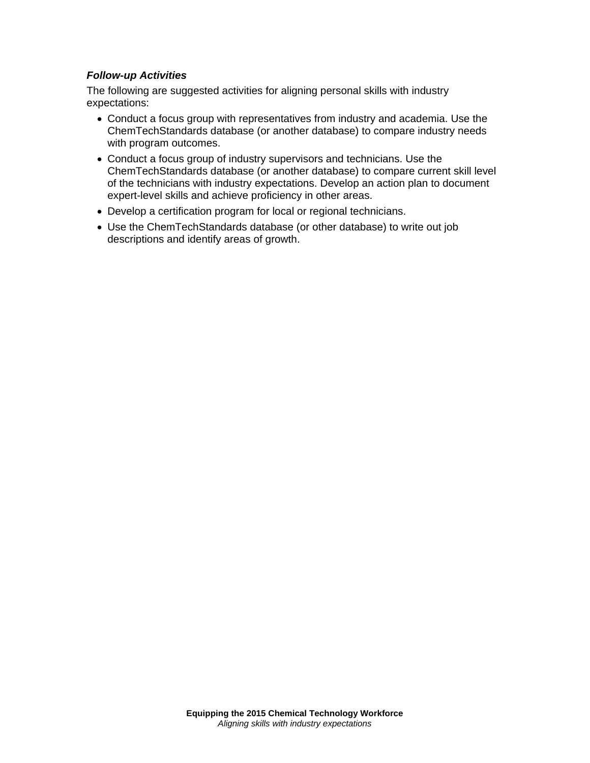***Follow-up Activities***

The following are suggested activities for aligning personal skills with industry expectations:

- Conduct a focus group with representatives from industry and academia. Use the ChemTechStandards database (or another database) to compare industry needs with program outcomes.
- Conduct a focus group of industry supervisors and technicians. Use the ChemTechStandards database (or another database) to compare current skill level of the technicians with industry expectations. Develop an action plan to document expert-level skills and achieve proficiency in other areas.
- Develop a certification program for local or regional technicians.
- Use the ChemTechStandards database (or other database) to write out job descriptions and identify areas of growth.